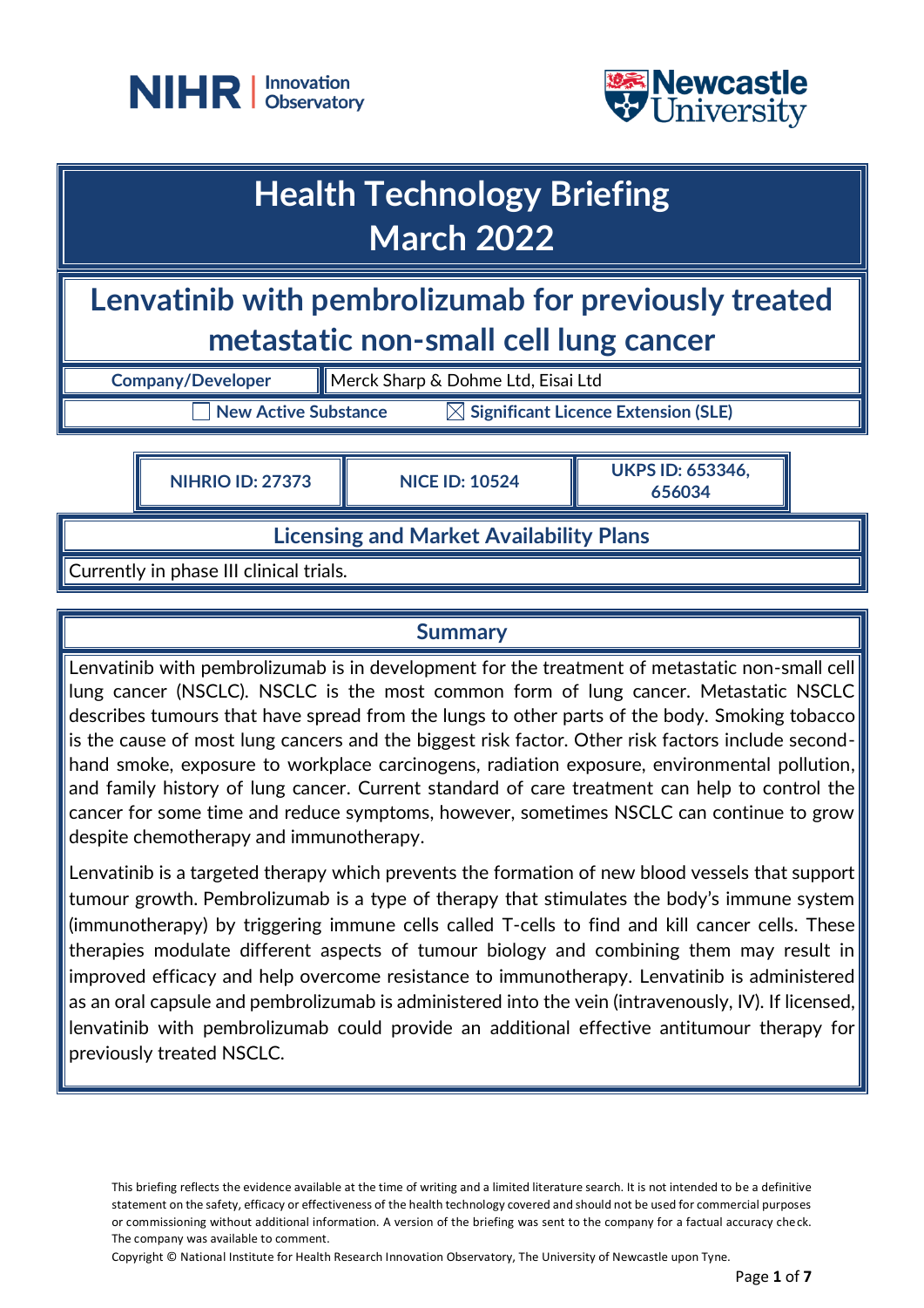# Health Technology Briefing
# March 2022

## Lenvatinib with pembrolizumab for previously treated metastatic non-small cell lung cancer

| Company/Developer | Merck Sharp & Dohme Ltd, Eisai Ltd |
|---|---|

☐ New Active Substance ☒ Significant Licence Extension (SLE)

| NIHRIO ID: 27373 | NICE ID: 10524 | UKPS ID: 653346, 656034 |
|---|---|---|

### Licensing and Market Availability Plans

Currently in phase III clinical trials.

### Summary

Lenvatinib with pembrolizumab is in development for the treatment of metastatic non-small cell lung cancer (NSCLC). NSCLC is the most common form of lung cancer. Metastatic NSCLC describes tumours that have spread from the lungs to other parts of the body. Smoking tobacco is the cause of most lung cancers and the biggest risk factor. Other risk factors include second-hand smoke, exposure to workplace carcinogens, radiation exposure, environmental pollution, and family history of lung cancer. Current standard of care treatment can help to control the cancer for some time and reduce symptoms, however, sometimes NSCLC can continue to grow despite chemotherapy and immunotherapy.

Lenvatinib is a targeted therapy which prevents the formation of new blood vessels that support tumour growth. Pembrolizumab is a type of therapy that stimulates the body's immune system (immunotherapy) by triggering immune cells called T-cells to find and kill cancer cells. These therapies modulate different aspects of tumour biology and combining them may result in improved efficacy and help overcome resistance to immunotherapy. Lenvatinib is administered as an oral capsule and pembrolizumab is administered into the vein (intravenously, IV). If licensed, lenvatinib with pembrolizumab could provide an additional effective antitumour therapy for previously treated NSCLC.

This briefing reflects the evidence available at the time of writing and a limited literature search. It is not intended to be a definitive statement on the safety, efficacy or effectiveness of the health technology covered and should not be used for commercial purposes or commissioning without additional information. A version of the briefing was sent to the company for a factual accuracy check. The company was available to comment.

Copyright © National Institute for Health Research Innovation Observatory, The University of Newcastle upon Tyne.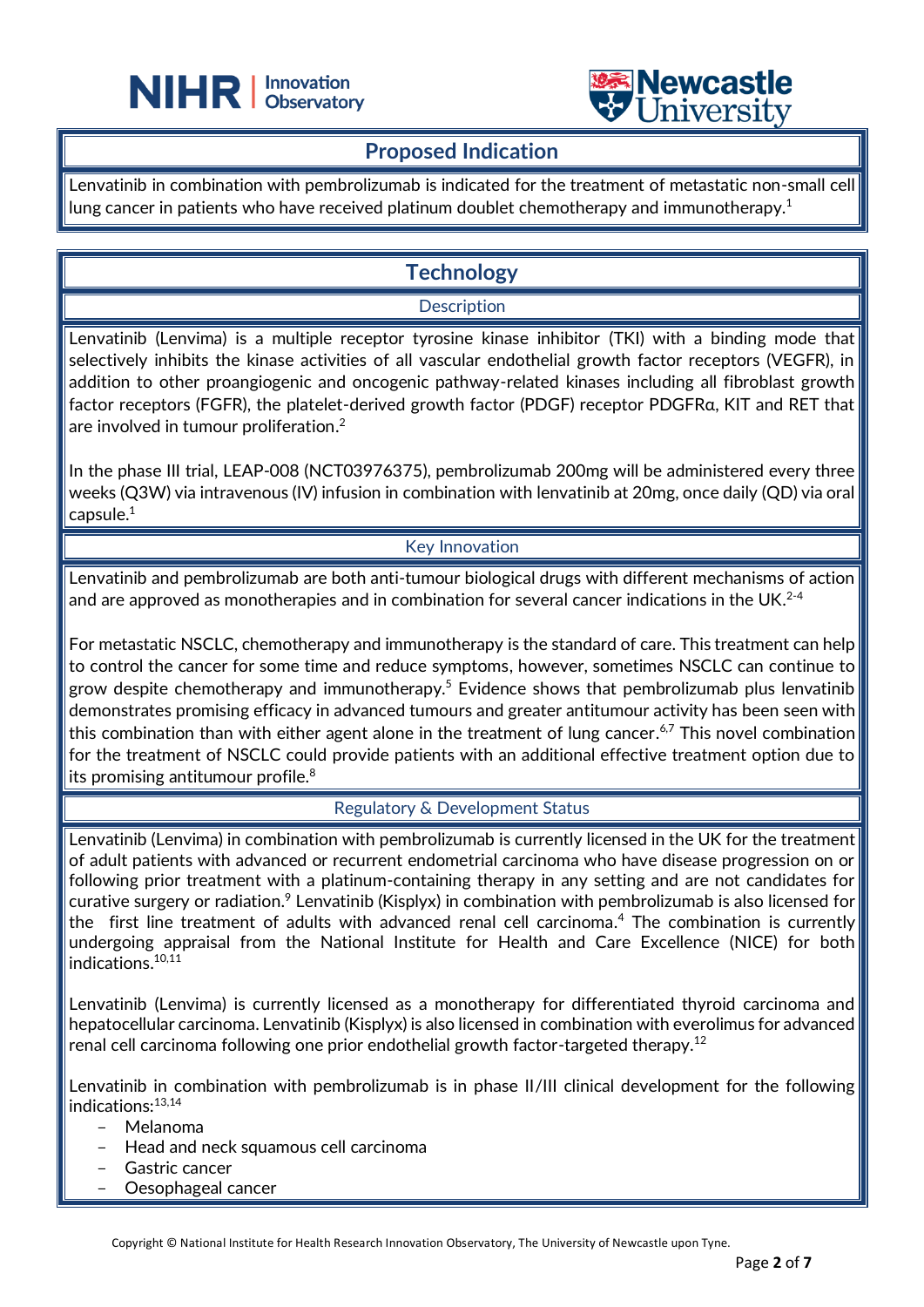## Proposed Indication

Lenvatinib in combination with pembrolizumab is indicated for the treatment of metastatic non-small cell lung cancer in patients who have received platinum doublet chemotherapy and immunotherapy.[1]

## Technology

### Description

Lenvatinib (Lenvima) is a multiple receptor tyrosine kinase inhibitor (TKI) with a binding mode that selectively inhibits the kinase activities of all vascular endothelial growth factor receptors (VEGFR), in addition to other proangiogenic and oncogenic pathway-related kinases including all fibroblast growth factor receptors (FGFR), the platelet-derived growth factor (PDGF) receptor PDGFRα, KIT and RET that are involved in tumour proliferation.[2]

In the phase III trial, LEAP-008 (NCT03976375), pembrolizumab 200mg will be administered every three weeks (Q3W) via intravenous (IV) infusion in combination with lenvatinib at 20mg, once daily (QD) via oral capsule.[1]

### Key Innovation

Lenvatinib and pembrolizumab are both anti-tumour biological drugs with different mechanisms of action and are approved as monotherapies and in combination for several cancer indications in the UK.[2-4]

For metastatic NSCLC, chemotherapy and immunotherapy is the standard of care. This treatment can help to control the cancer for some time and reduce symptoms, however, sometimes NSCLC can continue to grow despite chemotherapy and immunotherapy.[5] Evidence shows that pembrolizumab plus lenvatinib demonstrates promising efficacy in advanced tumours and greater antitumour activity has been seen with this combination than with either agent alone in the treatment of lung cancer.[6,7] This novel combination for the treatment of NSCLC could provide patients with an additional effective treatment option due to its promising antitumour profile.[8]

### Regulatory & Development Status

Lenvatinib (Lenvima) in combination with pembrolizumab is currently licensed in the UK for the treatment of adult patients with advanced or recurrent endometrial carcinoma who have disease progression on or following prior treatment with a platinum-containing therapy in any setting and are not candidates for curative surgery or radiation.[9] Lenvatinib (Kisplyx) in combination with pembrolizumab is also licensed for the first line treatment of adults with advanced renal cell carcinoma.[4] The combination is currently undergoing appraisal from the National Institute for Health and Care Excellence (NICE) for both indications.[10,11]

Lenvatinib (Lenvima) is currently licensed as a monotherapy for differentiated thyroid carcinoma and hepatocellular carcinoma. Lenvatinib (Kisplyx) is also licensed in combination with everolimus for advanced renal cell carcinoma following one prior endothelial growth factor-targeted therapy.[12]

Lenvatinib in combination with pembrolizumab is in phase II/III clinical development for the following indications:[13,14]

- Melanoma
- Head and neck squamous cell carcinoma
- Gastric cancer
- Oesophageal cancer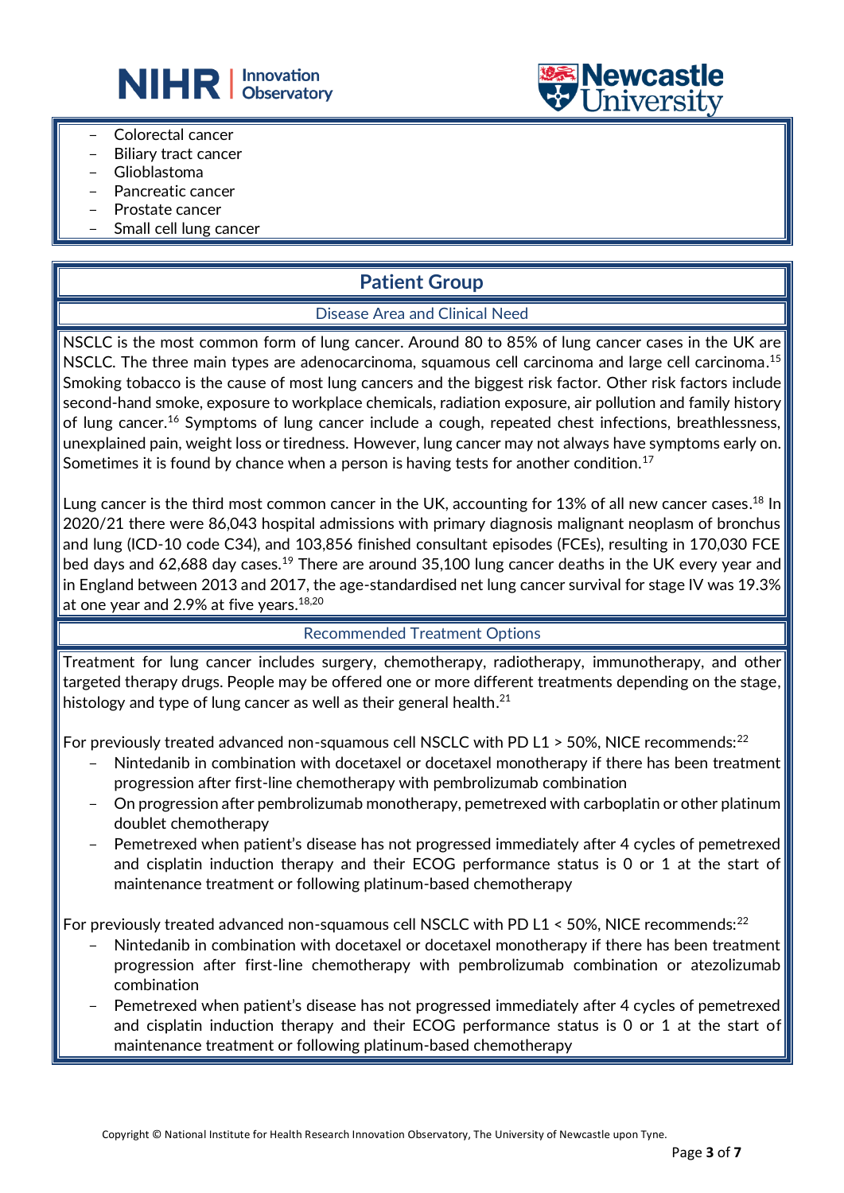- Colorectal cancer
- Biliary tract cancer
- Glioblastoma
- Pancreatic cancer
- Prostate cancer
- Small cell lung cancer

## Patient Group

### Disease Area and Clinical Need

NSCLC is the most common form of lung cancer. Around 80 to 85% of lung cancer cases in the UK are NSCLC. The three main types are adenocarcinoma, squamous cell carcinoma and large cell carcinoma.[15] Smoking tobacco is the cause of most lung cancers and the biggest risk factor. Other risk factors include second-hand smoke, exposure to workplace chemicals, radiation exposure, air pollution and family history of lung cancer.[16] Symptoms of lung cancer include a cough, repeated chest infections, breathlessness, unexplained pain, weight loss or tiredness. However, lung cancer may not always have symptoms early on. Sometimes it is found by chance when a person is having tests for another condition.[17]

Lung cancer is the third most common cancer in the UK, accounting for 13% of all new cancer cases.[18] In 2020/21 there were 86,043 hospital admissions with primary diagnosis malignant neoplasm of bronchus and lung (ICD-10 code C34), and 103,856 finished consultant episodes (FCEs), resulting in 170,030 FCE bed days and 62,688 day cases.[19] There are around 35,100 lung cancer deaths in the UK every year and in England between 2013 and 2017, the age-standardised net lung cancer survival for stage IV was 19.3% at one year and 2.9% at five years.[18,20]

### Recommended Treatment Options

Treatment for lung cancer includes surgery, chemotherapy, radiotherapy, immunotherapy, and other targeted therapy drugs. People may be offered one or more different treatments depending on the stage, histology and type of lung cancer as well as their general health.[21]

For previously treated advanced non-squamous cell NSCLC with PD L1 > 50%, NICE recommends:[22]

- Nintedanib in combination with docetaxel or docetaxel monotherapy if there has been treatment progression after first-line chemotherapy with pembrolizumab combination
- On progression after pembrolizumab monotherapy, pemetrexed with carboplatin or other platinum doublet chemotherapy
- Pemetrexed when patient's disease has not progressed immediately after 4 cycles of pemetrexed and cisplatin induction therapy and their ECOG performance status is 0 or 1 at the start of maintenance treatment or following platinum-based chemotherapy

For previously treated advanced non-squamous cell NSCLC with PD L1 < 50%, NICE recommends:[22]

- Nintedanib in combination with docetaxel or docetaxel monotherapy if there has been treatment progression after first-line chemotherapy with pembrolizumab combination or atezolizumab combination
- Pemetrexed when patient's disease has not progressed immediately after 4 cycles of pemetrexed and cisplatin induction therapy and their ECOG performance status is 0 or 1 at the start of maintenance treatment or following platinum-based chemotherapy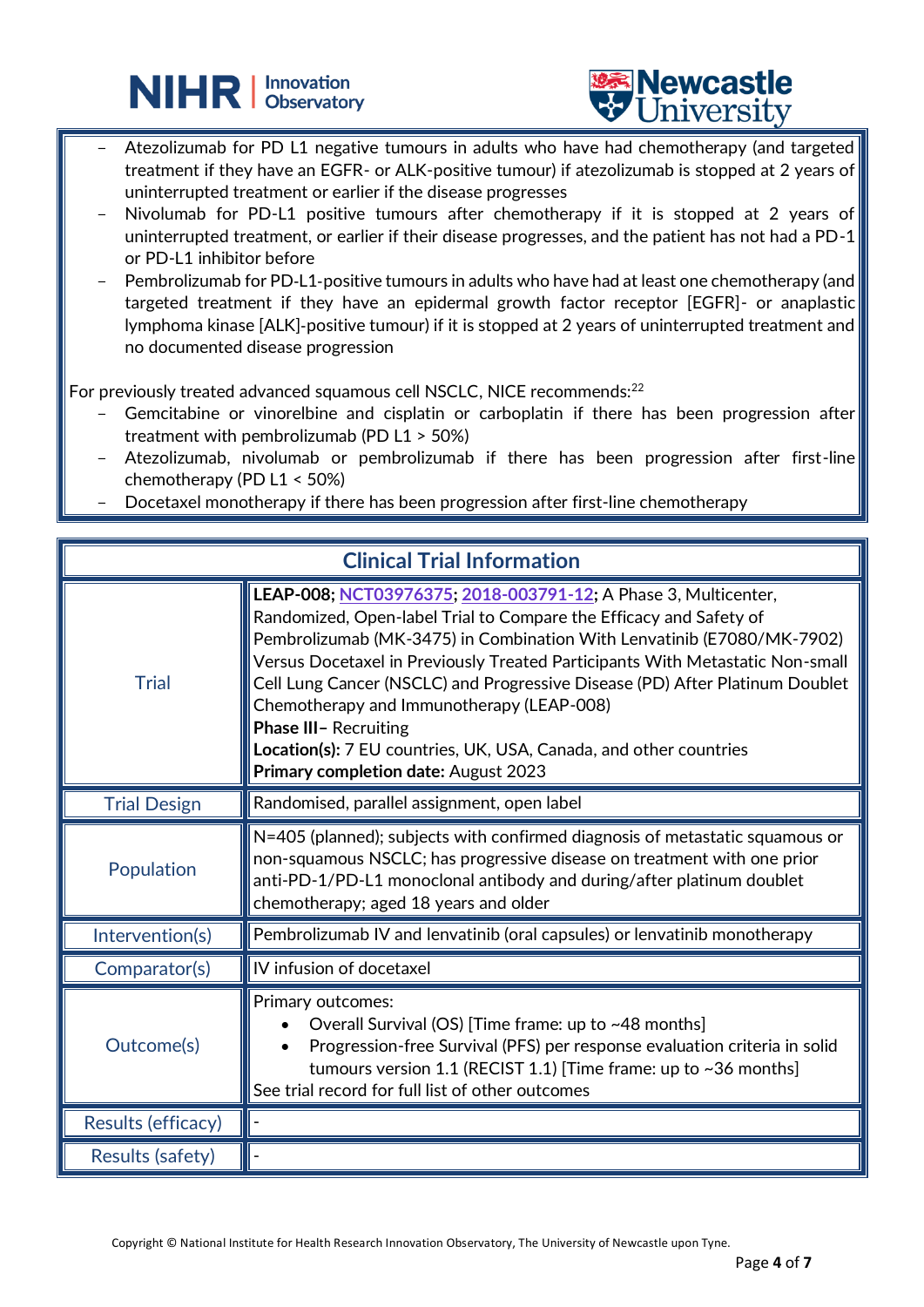- Atezolizumab for PD L1 negative tumours in adults who have had chemotherapy (and targeted treatment if they have an EGFR- or ALK-positive tumour) if atezolizumab is stopped at 2 years of uninterrupted treatment or earlier if the disease progresses
- Nivolumab for PD-L1 positive tumours after chemotherapy if it is stopped at 2 years of uninterrupted treatment, or earlier if their disease progresses, and the patient has not had a PD-1 or PD-L1 inhibitor before
- Pembrolizumab for PD-L1-positive tumours in adults who have had at least one chemotherapy (and targeted treatment if they have an epidermal growth factor receptor [EGFR]- or anaplastic lymphoma kinase [ALK]-positive tumour) if it is stopped at 2 years of uninterrupted treatment and no documented disease progression

For previously treated advanced squamous cell NSCLC, NICE recommends:[22]

- Gemcitabine or vinorelbine and cisplatin or carboplatin if there has been progression after treatment with pembrolizumab (PD L1 > 50%)
- Atezolizumab, nivolumab or pembrolizumab if there has been progression after first-line chemotherapy (PD L1 < 50%)
- Docetaxel monotherapy if there has been progression after first-line chemotherapy

| Clinical Trial Information | |
|---|---|
| Trial | **LEAP-008; NCT03976375; 2018-003791-12;** A Phase 3, Multicenter, Randomized, Open-label Trial to Compare the Efficacy and Safety of Pembrolizumab (MK-3475) in Combination With Lenvatinib (E7080/MK-7902) Versus Docetaxel in Previously Treated Participants With Metastatic Non-small Cell Lung Cancer (NSCLC) and Progressive Disease (PD) After Platinum Doublet Chemotherapy and Immunotherapy (LEAP-008)<br>**Phase III**– Recruiting<br>**Location(s):** 7 EU countries, UK, USA, Canada, and other countries<br>**Primary completion date:** August 2023 |
| Trial Design | Randomised, parallel assignment, open label |
| Population | N=405 (planned); subjects with confirmed diagnosis of metastatic squamous or non-squamous NSCLC; has progressive disease on treatment with one prior anti-PD-1/PD-L1 monoclonal antibody and during/after platinum doublet chemotherapy; aged 18 years and older |
| Intervention(s) | Pembrolizumab IV and lenvatinib (oral capsules) or lenvatinib monotherapy |
| Comparator(s) | IV infusion of docetaxel |
| Outcome(s) | Primary outcomes:<br>• Overall Survival (OS) [Time frame: up to ~48 months]<br>• Progression-free Survival (PFS) per response evaluation criteria in solid tumours version 1.1 (RECIST 1.1) [Time frame: up to ~36 months]<br>See trial record for full list of other outcomes |
| Results (efficacy) | - |
| Results (safety) | - |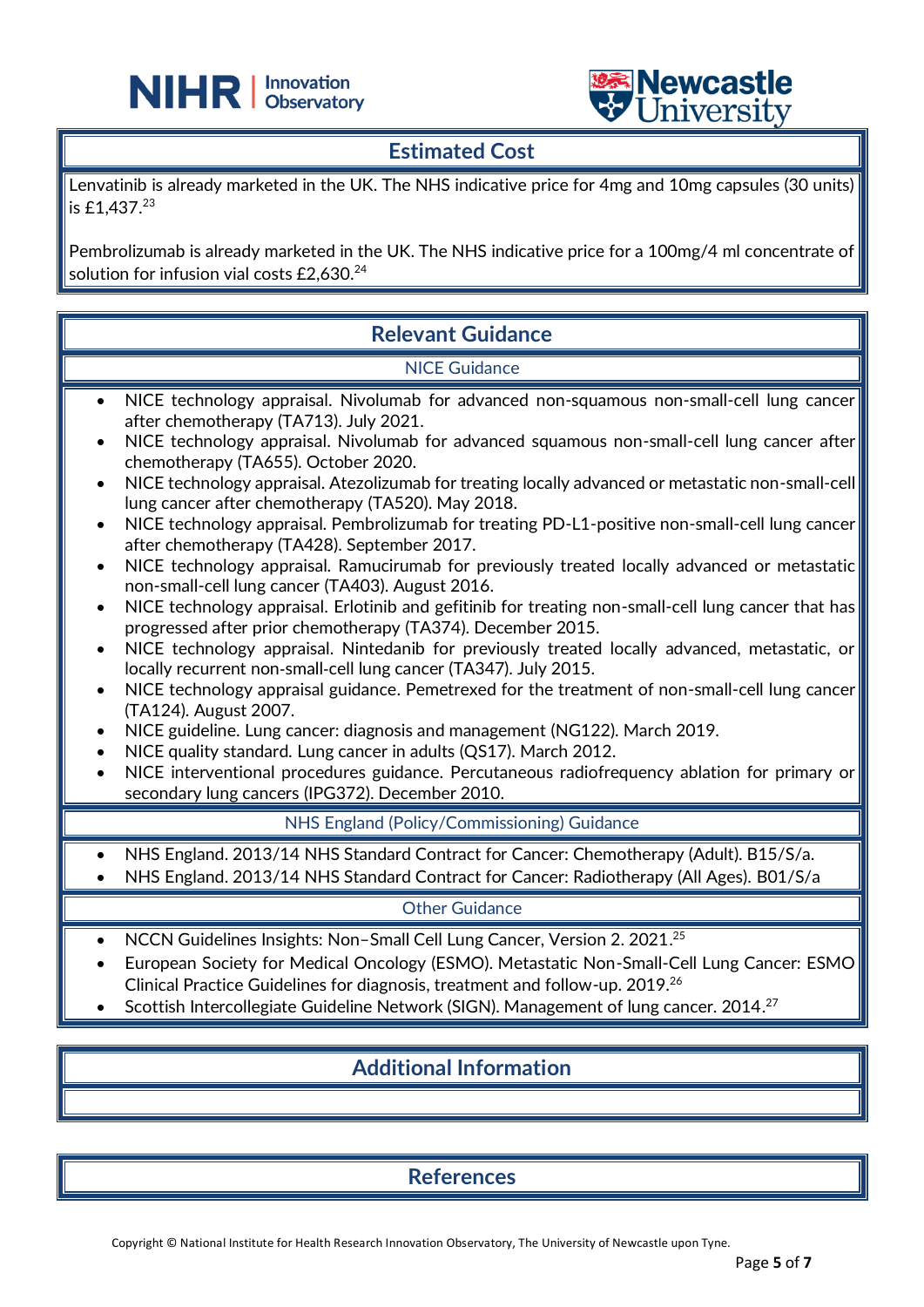## Estimated Cost

Lenvatinib is already marketed in the UK. The NHS indicative price for 4mg and 10mg capsules (30 units) is £1,437.[23]

Pembrolizumab is already marketed in the UK. The NHS indicative price for a 100mg/4 ml concentrate of solution for infusion vial costs £2,630.[24]

## Relevant Guidance

### NICE Guidance

- NICE technology appraisal. Nivolumab for advanced non-squamous non-small-cell lung cancer after chemotherapy (TA713). July 2021.
- NICE technology appraisal. Nivolumab for advanced squamous non-small-cell lung cancer after chemotherapy (TA655). October 2020.
- NICE technology appraisal. Atezolizumab for treating locally advanced or metastatic non-small-cell lung cancer after chemotherapy (TA520). May 2018.
- NICE technology appraisal. Pembrolizumab for treating PD-L1-positive non-small-cell lung cancer after chemotherapy (TA428). September 2017.
- NICE technology appraisal. Ramucirumab for previously treated locally advanced or metastatic non-small-cell lung cancer (TA403). August 2016.
- NICE technology appraisal. Erlotinib and gefitinib for treating non-small-cell lung cancer that has progressed after prior chemotherapy (TA374). December 2015.
- NICE technology appraisal. Nintedanib for previously treated locally advanced, metastatic, or locally recurrent non-small-cell lung cancer (TA347). July 2015.
- NICE technology appraisal guidance. Pemetrexed for the treatment of non-small-cell lung cancer (TA124). August 2007.
- NICE guideline. Lung cancer: diagnosis and management (NG122). March 2019.
- NICE quality standard. Lung cancer in adults (QS17). March 2012.
- NICE interventional procedures guidance. Percutaneous radiofrequency ablation for primary or secondary lung cancers (IPG372). December 2010.

### NHS England (Policy/Commissioning) Guidance

- NHS England. 2013/14 NHS Standard Contract for Cancer: Chemotherapy (Adult). B15/S/a.
- NHS England. 2013/14 NHS Standard Contract for Cancer: Radiotherapy (All Ages). B01/S/a

### Other Guidance

- NCCN Guidelines Insights: Non–Small Cell Lung Cancer, Version 2. 2021.[25]
- European Society for Medical Oncology (ESMO). Metastatic Non-Small-Cell Lung Cancer: ESMO Clinical Practice Guidelines for diagnosis, treatment and follow-up. 2019.[26]
- Scottish Intercollegiate Guideline Network (SIGN). Management of lung cancer. 2014.[27]

## Additional Information

## References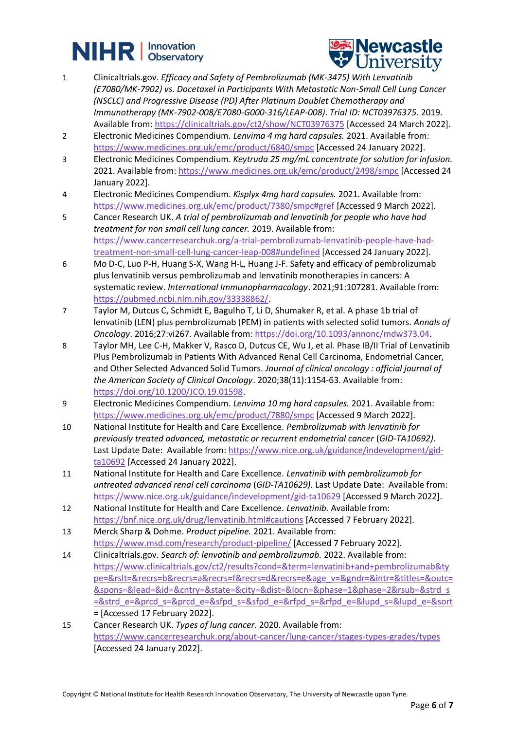1. Clinicaltrials.gov. *Efficacy and Safety of Pembrolizumab (MK-3475) With Lenvatinib (E7080/MK-7902) vs. Docetaxel in Participants With Metastatic Non-Small Cell Lung Cancer (NSCLC) and Progressive Disease (PD) After Platinum Doublet Chemotherapy and Immunotherapy (MK-7902-008/E7080-G000-316/LEAP-008)*. *Trial ID: NCT03976375*. 2019. Available from: https://clinicaltrials.gov/ct2/show/NCT03976375 [Accessed 24 March 2022].
2. Electronic Medicines Compendium. *Lenvima 4 mg hard capsules.* 2021. Available from: https://www.medicines.org.uk/emc/product/6840/smpc [Accessed 24 January 2022].
3. Electronic Medicines Compendium. *Keytruda 25 mg/mL concentrate for solution for infusion.* 2021. Available from: https://www.medicines.org.uk/emc/product/2498/smpc [Accessed 24 January 2022].
4. Electronic Medicines Compendium. *Kisplyx 4mg hard capsules.* 2021. Available from: https://www.medicines.org.uk/emc/product/7380/smpc#gref [Accessed 9 March 2022].
5. Cancer Research UK. *A trial of pembrolizumab and lenvatinib for people who have had treatment for non small cell lung cancer.* 2019. Available from: https://www.cancerresearchuk.org/a-trial-pembrolizumab-lenvatinib-people-have-had-treatment-non-small-cell-lung-cancer-leap-008#undefined [Accessed 24 January 2022].
6. Mo D-C, Luo P-H, Huang S-X, Wang H-L, Huang J-F. Safety and efficacy of pembrolizumab plus lenvatinib versus pembrolizumab and lenvatinib monotherapies in cancers: A systematic review. *International Immunopharmacology*. 2021;91:107281. Available from: https://pubmed.ncbi.nlm.nih.gov/33338862/.
7. Taylor M, Dutcus C, Schmidt E, Bagulho T, Li D, Shumaker R, et al. A phase 1b trial of lenvatinib (LEN) plus pembrolizumab (PEM) in patients with selected solid tumors. *Annals of Oncology*. 2016;27:vi267. Available from: https://doi.org/10.1093/annonc/mdw373.04.
8. Taylor MH, Lee C-H, Makker V, Rasco D, Dutcus CE, Wu J, et al. Phase IB/II Trial of Lenvatinib Plus Pembrolizumab in Patients With Advanced Renal Cell Carcinoma, Endometrial Cancer, and Other Selected Advanced Solid Tumors. *Journal of clinical oncology : official journal of the American Society of Clinical Oncology*. 2020;38(11):1154-63. Available from: https://doi.org/10.1200/JCO.19.01598.
9. Electronic Medicines Compendium. *Lenvima 10 mg hard capsules.* 2021. Available from: https://www.medicines.org.uk/emc/product/7880/smpc [Accessed 9 March 2022].
10. National Institute for Health and Care Excellence. *Pembrolizumab with lenvatinib for previously treated advanced, metastatic or recurrent endometrial cancer* (*GID-TA10692)*. Last Update Date: Available from: https://www.nice.org.uk/guidance/indevelopment/gid-ta10692 [Accessed 24 January 2022].
11. National Institute for Health and Care Excellence. *Lenvatinib with pembrolizumab for untreated advanced renal cell carcinoma* (*GID-TA10629)*. Last Update Date: Available from: https://www.nice.org.uk/guidance/indevelopment/gid-ta10629 [Accessed 9 March 2022].
12. National Institute for Health and Care Excellence. *Lenvatinib.* Available from: https://bnf.nice.org.uk/drug/lenvatinib.html#cautions [Accessed 7 February 2022].
13. Merck Sharp & Dohme. *Product pipeline.* 2021. Available from: https://www.msd.com/research/product-pipeline/ [Accessed 7 February 2022].
14. Clinicaltrials.gov. *Search of: lenvatinib and pembrolizumab.* 2022. Available from: https://www.clinicaltrials.gov/ct2/results?cond=&term=lenvatinib+and+pembrolizumab&type=&rslt=&recrs=b&recrs=a&recrs=f&recrs=d&recrs=e&age_v=&gndr=&intr=&titles=&outc=&spons=&lead=&id=&cntry=&state=&city=&dist=&locn=&phase=1&phase=2&rsub=&strd_s=&strd_e=&prcd_s=&prcd_e=&sfpd_s=&sfpd_e=&rfpd_s=&rfpd_e=&lupd_s=&lupd_e=&sort= [Accessed 17 February 2022].
15. Cancer Research UK. *Types of lung cancer.* 2020. Available from: https://www.cancerresearchuk.org/about-cancer/lung-cancer/stages-types-grades/types [Accessed 24 January 2022].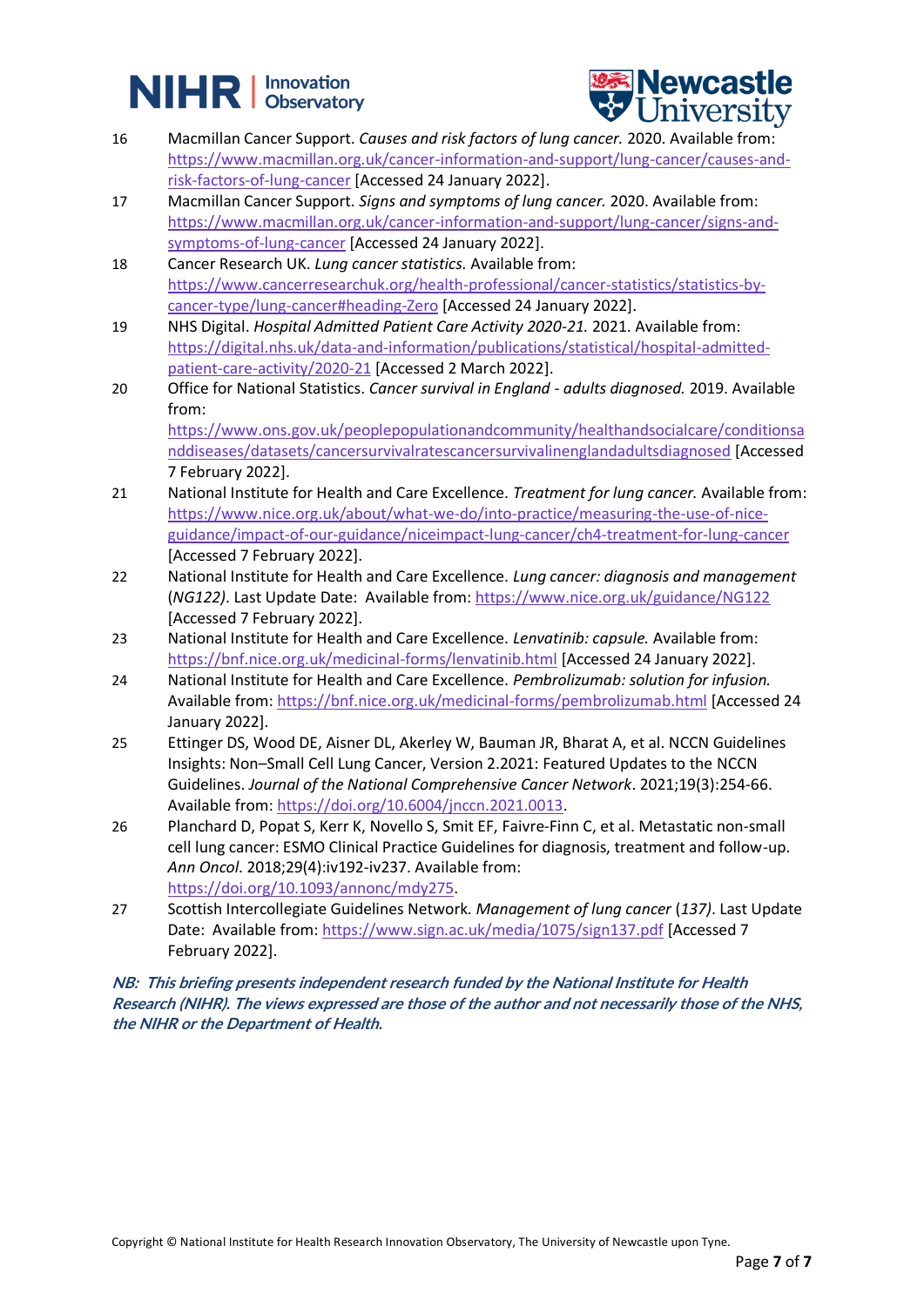16 Macmillan Cancer Support. *Causes and risk factors of lung cancer.* 2020. Available from: https://www.macmillan.org.uk/cancer-information-and-support/lung-cancer/causes-and-risk-factors-of-lung-cancer [Accessed 24 January 2022].

17 Macmillan Cancer Support. *Signs and symptoms of lung cancer.* 2020. Available from: https://www.macmillan.org.uk/cancer-information-and-support/lung-cancer/signs-and-symptoms-of-lung-cancer [Accessed 24 January 2022].

18 Cancer Research UK. *Lung cancer statistics.* Available from: https://www.cancerresearchuk.org/health-professional/cancer-statistics/statistics-by-cancer-type/lung-cancer#heading-Zero [Accessed 24 January 2022].

19 NHS Digital. *Hospital Admitted Patient Care Activity 2020-21.* 2021. Available from: https://digital.nhs.uk/data-and-information/publications/statistical/hospital-admitted-patient-care-activity/2020-21 [Accessed 2 March 2022].

20 Office for National Statistics. *Cancer survival in England - adults diagnosed.* 2019. Available from: https://www.ons.gov.uk/peoplepopulationandcommunity/healthandsocialcare/conditionsanddiseases/datasets/cancersurvivalratescancersurvivalinenglandadultsdiagnosed [Accessed 7 February 2022].

21 National Institute for Health and Care Excellence. *Treatment for lung cancer.* Available from: https://www.nice.org.uk/about/what-we-do/into-practice/measuring-the-use-of-nice-guidance/impact-of-our-guidance/niceimpact-lung-cancer/ch4-treatment-for-lung-cancer [Accessed 7 February 2022].

22 National Institute for Health and Care Excellence. *Lung cancer: diagnosis and management* (*NG122)*. Last Update Date: Available from: https://www.nice.org.uk/guidance/NG122 [Accessed 7 February 2022].

23 National Institute for Health and Care Excellence. *Lenvatinib: capsule.* Available from: https://bnf.nice.org.uk/medicinal-forms/lenvatinib.html [Accessed 24 January 2022].

24 National Institute for Health and Care Excellence. *Pembrolizumab: solution for infusion.* Available from: https://bnf.nice.org.uk/medicinal-forms/pembrolizumab.html [Accessed 24 January 2022].

25 Ettinger DS, Wood DE, Aisner DL, Akerley W, Bauman JR, Bharat A, et al. NCCN Guidelines Insights: Non–Small Cell Lung Cancer, Version 2.2021: Featured Updates to the NCCN Guidelines. *Journal of the National Comprehensive Cancer Network*. 2021;19(3):254-66. Available from: https://doi.org/10.6004/jnccn.2021.0013.

26 Planchard D, Popat S, Kerr K, Novello S, Smit EF, Faivre-Finn C, et al. Metastatic non-small cell lung cancer: ESMO Clinical Practice Guidelines for diagnosis, treatment and follow-up. *Ann Oncol*. 2018;29(4):iv192-iv237. Available from: https://doi.org/10.1093/annonc/mdy275.

27 Scottish Intercollegiate Guidelines Network. *Management of lung cancer* (*137)*. Last Update Date: Available from: https://www.sign.ac.uk/media/1075/sign137.pdf [Accessed 7 February 2022].

***NB: This briefing presents independent research funded by the National Institute for Health Research (NIHR). The views expressed are those of the author and not necessarily those of the NHS, the NIHR or the Department of Health.***

Copyright © National Institute for Health Research Innovation Observatory, The University of Newcastle upon Tyne.